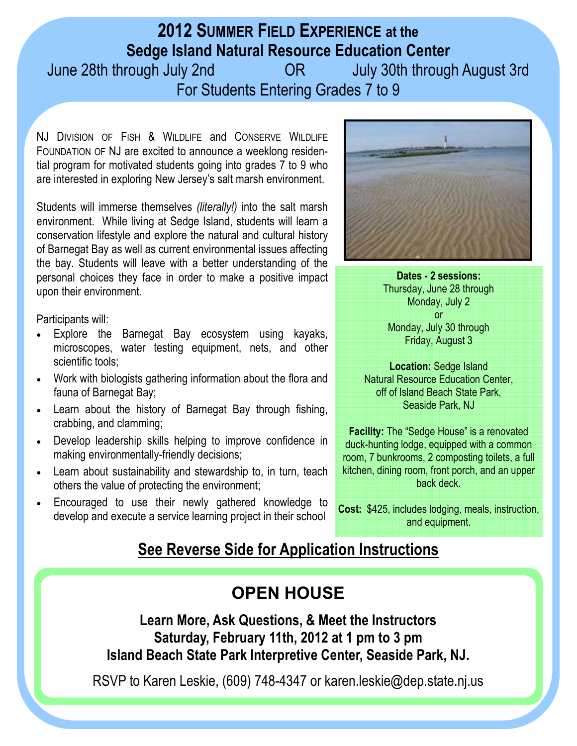# 2012 Summer Field Experience at the Sedge Island Natural Resource Education Center

June 28th through July 2nd OR July 30th through August 3rd

For Students Entering Grades 7 to 9

NJ Division of Fish & Wildlife and Conserve Wildlife Foundation of NJ are excited to announce a weeklong residential program for motivated students going into grades 7 to 9 who are interested in exploring New Jersey's salt marsh environment.

Students will immerse themselves *(literally!)* into the salt marsh environment. While living at Sedge Island, students will learn a conservation lifestyle and explore the natural and cultural history of Barnegat Bay as well as current environmental issues affecting the bay. Students will leave with a better understanding of the personal choices they face in order to make a positive impact upon their environment.

Participants will:

- Explore the Barnegat Bay ecosystem using kayaks, microscopes, water testing equipment, nets, and other scientific tools;
- Work with biologists gathering information about the flora and fauna of Barnegat Bay;
- Learn about the history of Barnegat Bay through fishing, crabbing, and clamming;
- Develop leadership skills helping to improve confidence in making environmentally-friendly decisions;
- Learn about sustainability and stewardship to, in turn, teach others the value of protecting the environment;
- Encouraged to use their newly gathered knowledge to develop and execute a service learning project in their school

**Dates - 2 sessions:**
Thursday, June 28 through Monday, July 2
or
Monday, July 30 through Friday, August 3

**Location:** Sedge Island Natural Resource Education Center, off of Island Beach State Park, Seaside Park, NJ

**Facility:** The "Sedge House" is a renovated duck-hunting lodge, equipped with a common room, 7 bunkrooms, 2 composting toilets, a full kitchen, dining room, front porch, and an upper back deck.

**Cost:** $425, includes lodging, meals, instruction, and equipment.

**See Reverse Side for Application Instructions**

## OPEN HOUSE

**Learn More, Ask Questions, & Meet the Instructors**
**Saturday, February 11th, 2012 at 1 pm to 3 pm**
**Island Beach State Park Interpretive Center, Seaside Park, NJ.**

RSVP to Karen Leskie, (609) 748-4347 or karen.leskie@dep.state.nj.us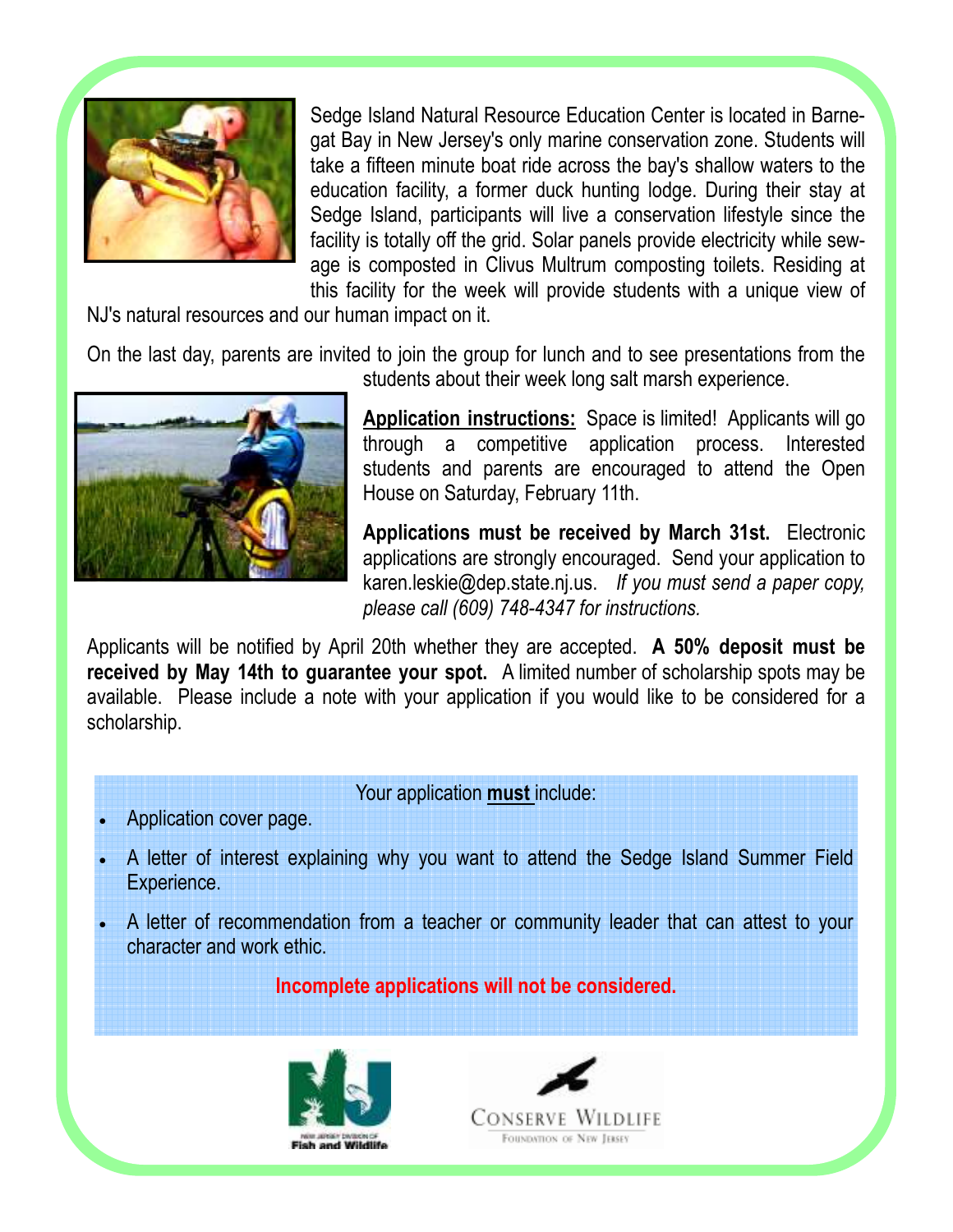Sedge Island Natural Resource Education Center is located in Barnegat Bay in New Jersey's only marine conservation zone. Students will take a fifteen minute boat ride across the bay's shallow waters to the education facility, a former duck hunting lodge. During their stay at Sedge Island, participants will live a conservation lifestyle since the facility is totally off the grid. Solar panels provide electricity while sewage is composted in Clivus Multrum composting toilets. Residing at this facility for the week will provide students with a unique view of NJ's natural resources and our human impact on it.

On the last day, parents are invited to join the group for lunch and to see presentations from the students about their week long salt marsh experience.

**Application instructions:** Space is limited! Applicants will go through a competitive application process. Interested students and parents are encouraged to attend the Open House on Saturday, February 11th.

**Applications must be received by March 31st.** Electronic applications are strongly encouraged. Send your application to karen.leskie@dep.state.nj.us. *If you must send a paper copy, please call (609) 748-4347 for instructions.*

Applicants will be notified by April 20th whether they are accepted. **A 50% deposit must be received by May 14th to guarantee your spot.** A limited number of scholarship spots may be available. Please include a note with your application if you would like to be considered for a scholarship.

Your application **must** include:

- Application cover page.
- A letter of interest explaining why you want to attend the Sedge Island Summer Field Experience.
- A letter of recommendation from a teacher or community leader that can attest to your character and work ethic.

**Incomplete applications will not be considered.**

New Jersey Division of Fish and Wildlife

Conserve Wildlife Foundation of New Jersey